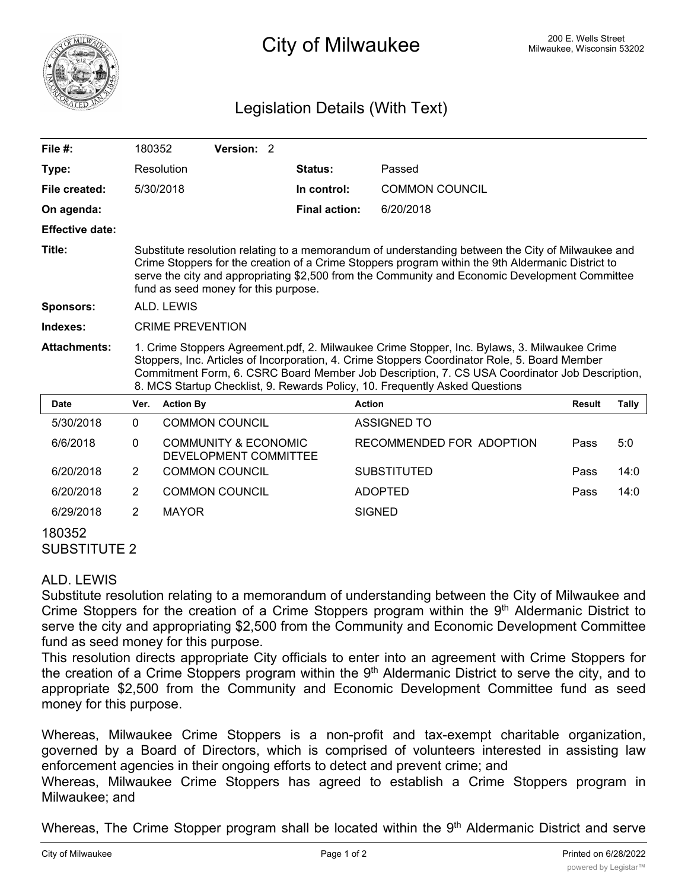# City of Milwaukee

200 E. Wells Street
Milwaukee, Wisconsin 53202

## Legislation Details (With Text)

**File #:** 180352 **Version:** 2

**Type:** Resolution **Status:** Passed

**File created:** 5/30/2018 **In control:** COMMON COUNCIL

**On agenda:** **Final action:** 6/20/2018

**Effective date:**

**Title:** Substitute resolution relating to a memorandum of understanding between the City of Milwaukee and Crime Stoppers for the creation of a Crime Stoppers program within the 9th Aldermanic District to serve the city and appropriating $2,500 from the Community and Economic Development Committee fund as seed money for this purpose.

**Sponsors:** ALD. LEWIS

**Indexes:** CRIME PREVENTION

**Attachments:** 1. Crime Stoppers Agreement.pdf, 2. Milwaukee Crime Stopper, Inc. Bylaws, 3. Milwaukee Crime Stoppers, Inc. Articles of Incorporation, 4. Crime Stoppers Coordinator Role, 5. Board Member Commitment Form, 6. CSRC Board Member Job Description, 7. CS USA Coordinator Job Description, 8. MCS Startup Checklist, 9. Rewards Policy, 10. Frequently Asked Questions

| Date | Ver. | Action By | Action | Result | Tally |
|---|---|---|---|---|---|
| 5/30/2018 | 0 | COMMON COUNCIL | ASSIGNED TO | | |
| 6/6/2018 | 0 | COMMUNITY & ECONOMIC DEVELOPMENT COMMITTEE | RECOMMENDED FOR ADOPTION | Pass | 5:0 |
| 6/20/2018 | 2 | COMMON COUNCIL | SUBSTITUTED | Pass | 14:0 |
| 6/20/2018 | 2 | COMMON COUNCIL | ADOPTED | Pass | 14:0 |
| 6/29/2018 | 2 | MAYOR | SIGNED | | |

180352
SUBSTITUTE 2

ALD. LEWIS

Substitute resolution relating to a memorandum of understanding between the City of Milwaukee and Crime Stoppers for the creation of a Crime Stoppers program within the 9th Aldermanic District to serve the city and appropriating $2,500 from the Community and Economic Development Committee fund as seed money for this purpose.

This resolution directs appropriate City officials to enter into an agreement with Crime Stoppers for the creation of a Crime Stoppers program within the 9th Aldermanic District to serve the city, and to appropriate $2,500 from the Community and Economic Development Committee fund as seed money for this purpose.

Whereas, Milwaukee Crime Stoppers is a non-profit and tax-exempt charitable organization, governed by a Board of Directors, which is comprised of volunteers interested in assisting law enforcement agencies in their ongoing efforts to detect and prevent crime; and

Whereas, Milwaukee Crime Stoppers has agreed to establish a Crime Stoppers program in Milwaukee; and

Whereas, The Crime Stopper program shall be located within the 9th Aldermanic District and serve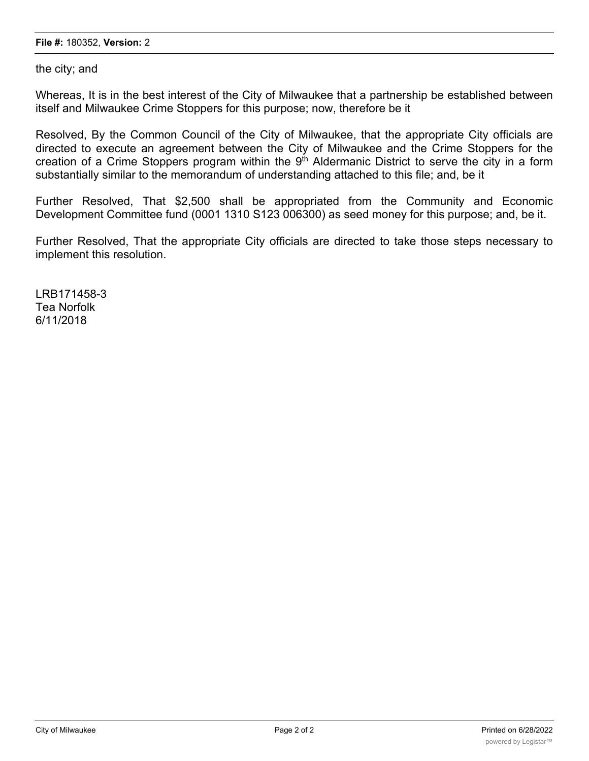the city; and

Whereas, It is in the best interest of the City of Milwaukee that a partnership be established between itself and Milwaukee Crime Stoppers for this purpose; now, therefore be it

Resolved, By the Common Council of the City of Milwaukee, that the appropriate City officials are directed to execute an agreement between the City of Milwaukee and the Crime Stoppers for the creation of a Crime Stoppers program within the 9th Aldermanic District to serve the city in a form substantially similar to the memorandum of understanding attached to this file; and, be it

Further Resolved, That $2,500 shall be appropriated from the Community and Economic Development Committee fund (0001 1310 S123 006300) as seed money for this purpose; and, be it.

Further Resolved, That the appropriate City officials are directed to take those steps necessary to implement this resolution.

LRB171458-3
Tea Norfolk
6/11/2018